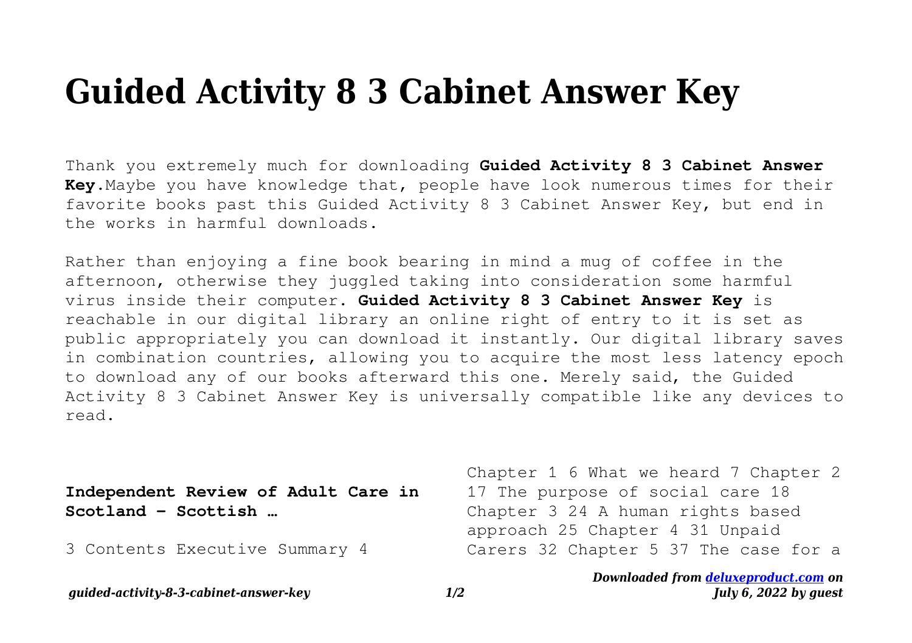# Guided Activity 8 3 Cabinet Answer Key

Thank you extremely much for downloading **Guided Activity 8 3 Cabinet Answer Key**.Maybe you have knowledge that, people have look numerous times for their favorite books past this Guided Activity 8 3 Cabinet Answer Key, but end in the works in harmful downloads.

Rather than enjoying a fine book bearing in mind a mug of coffee in the afternoon, otherwise they juggled taking into consideration some harmful virus inside their computer. **Guided Activity 8 3 Cabinet Answer Key** is reachable in our digital library an online right of entry to it is set as public appropriately you can download it instantly. Our digital library saves in combination countries, allowing you to acquire the most less latency epoch to download any of our books afterward this one. Merely said, the Guided Activity 8 3 Cabinet Answer Key is universally compatible like any devices to read.

**Independent Review of Adult Care in Scotland - Scottish …**

3 Contents Executive Summary 4 Chapter 1 6 What we heard 7 Chapter 2 17 The purpose of social care 18 Chapter 3 24 A human rights based approach 25 Chapter 4 31 Unpaid Carers 32 Chapter 5 37 The case for a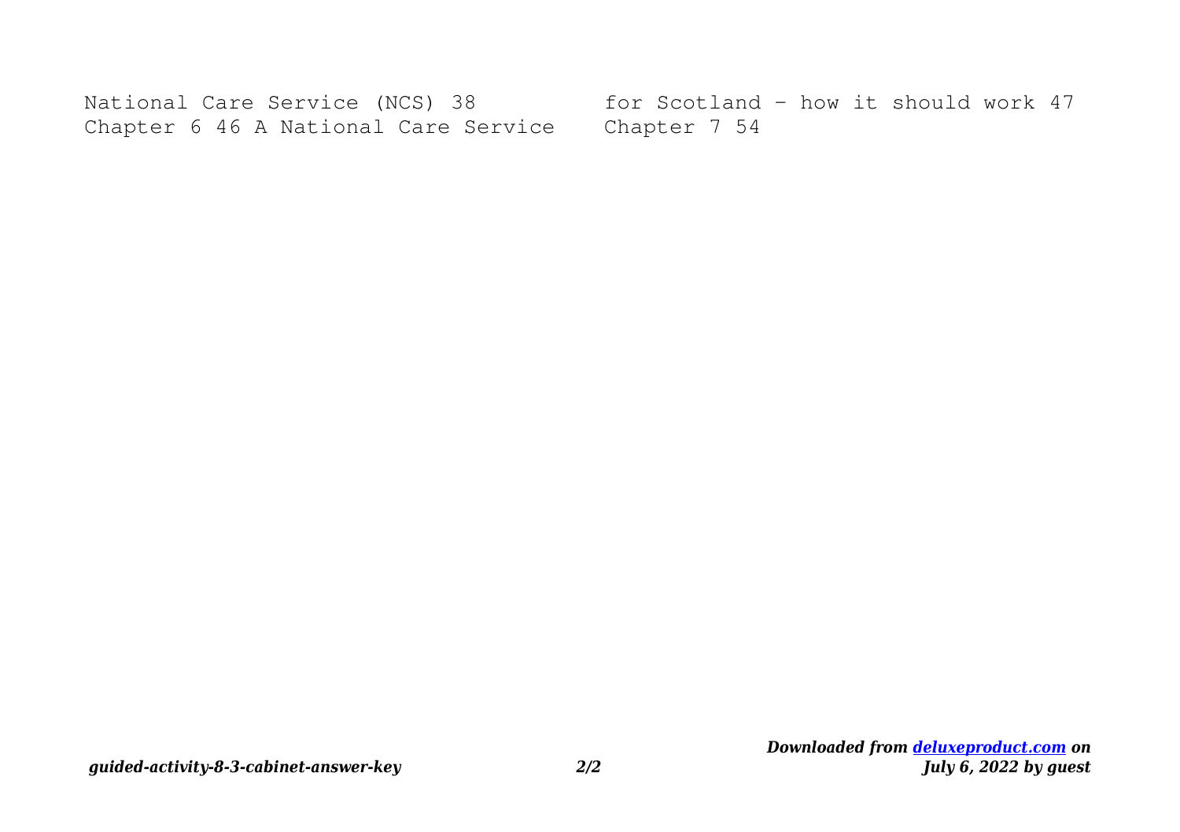National Care Service (NCS) 38
Chapter 6 46 A National Care Service

for Scotland – how it should work 47
Chapter 7 54